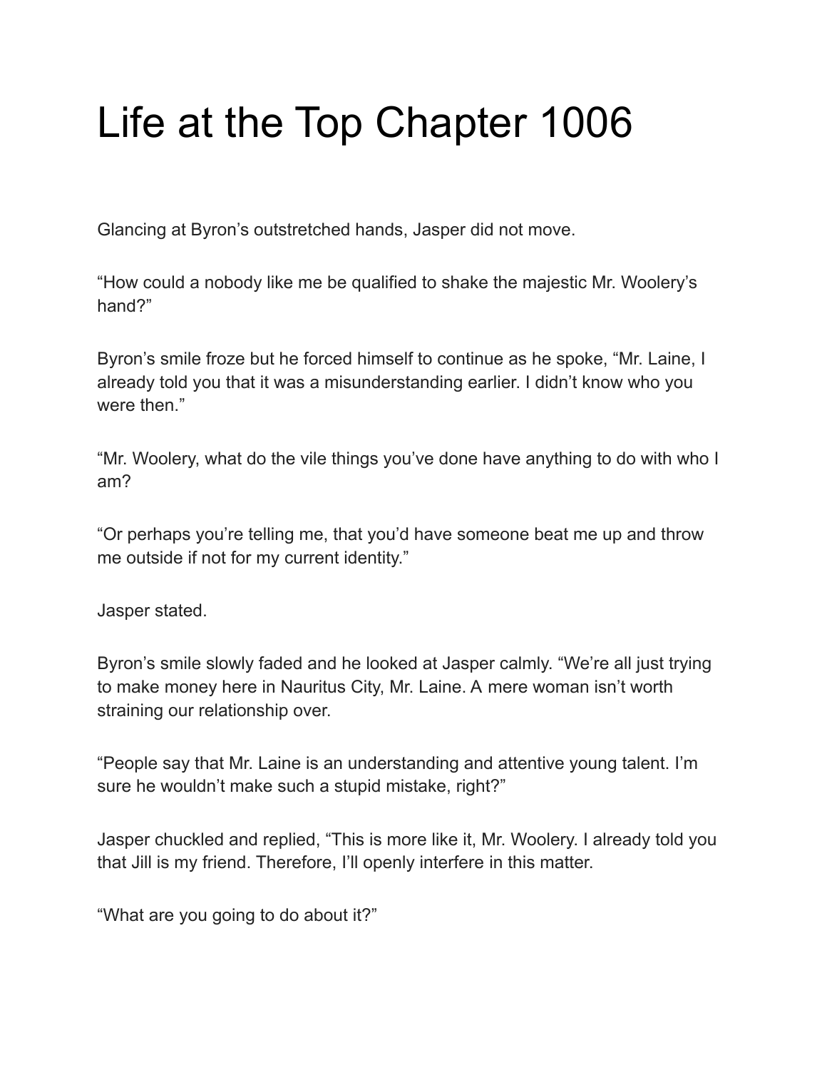# Life at the Top Chapter 1006

Glancing at Byron's outstretched hands, Jasper did not move.

"How could a nobody like me be qualified to shake the majestic Mr. Woolery's hand?"

Byron's smile froze but he forced himself to continue as he spoke, "Mr. Laine, I already told you that it was a misunderstanding earlier. I didn't know who you were then."

"Mr. Woolery, what do the vile things you've done have anything to do with who I am?

"Or perhaps you're telling me, that you'd have someone beat me up and throw me outside if not for my current identity."

Jasper stated.

Byron's smile slowly faded and he looked at Jasper calmly. "We're all just trying to make money here in Nauritus City, Mr. Laine. A mere woman isn't worth straining our relationship over.

"People say that Mr. Laine is an understanding and attentive young talent. I'm sure he wouldn't make such a stupid mistake, right?"

Jasper chuckled and replied, "This is more like it, Mr. Woolery. I already told you that Jill is my friend. Therefore, I'll openly interfere in this matter.

"What are you going to do about it?"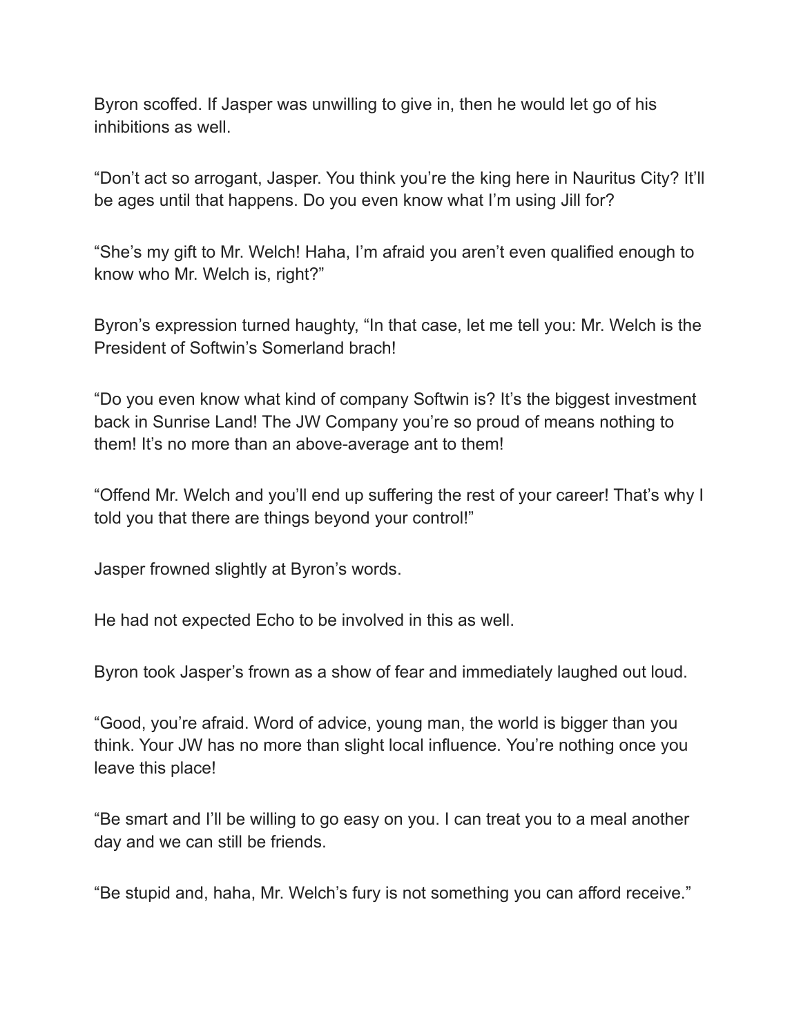Byron scoffed. If Jasper was unwilling to give in, then he would let go of his inhibitions as well.

"Don't act so arrogant, Jasper. You think you're the king here in Nauritus City? It'll be ages until that happens. Do you even know what I'm using Jill for?

"She's my gift to Mr. Welch! Haha, I'm afraid you aren't even qualified enough to know who Mr. Welch is, right?"

Byron's expression turned haughty, "In that case, let me tell you: Mr. Welch is the President of Softwin's Somerland brach!

"Do you even know what kind of company Softwin is? It's the biggest investment back in Sunrise Land! The JW Company you're so proud of means nothing to them! It's no more than an above-average ant to them!

"Offend Mr. Welch and you'll end up suffering the rest of your career! That's why I told you that there are things beyond your control!"

Jasper frowned slightly at Byron's words.

He had not expected Echo to be involved in this as well.

Byron took Jasper's frown as a show of fear and immediately laughed out loud.

"Good, you're afraid. Word of advice, young man, the world is bigger than you think. Your JW has no more than slight local influence. You're nothing once you leave this place!

"Be smart and I'll be willing to go easy on you. I can treat you to a meal another day and we can still be friends.

"Be stupid and, haha, Mr. Welch's fury is not something you can afford receive."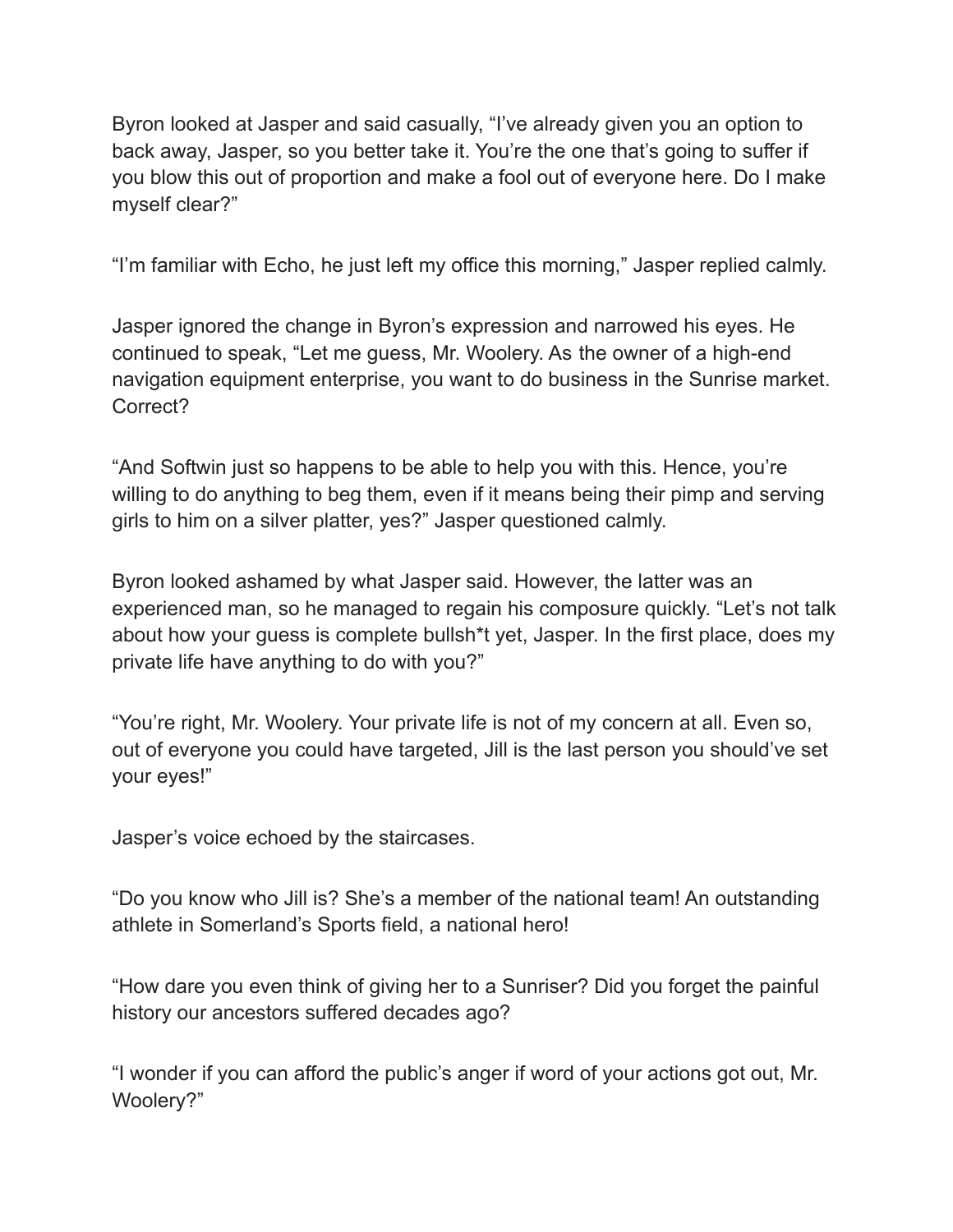Byron looked at Jasper and said casually, “I’ve already given you an option to back away, Jasper, so you better take it. You’re the one that’s going to suffer if you blow this out of proportion and make a fool out of everyone here. Do I make myself clear?”

“I’m familiar with Echo, he just left my office this morning,” Jasper replied calmly.

Jasper ignored the change in Byron’s expression and narrowed his eyes. He continued to speak, “Let me guess, Mr. Woolery. As the owner of a high-end navigation equipment enterprise, you want to do business in the Sunrise market. Correct?

“And Softwin just so happens to be able to help you with this. Hence, you’re willing to do anything to beg them, even if it means being their pimp and serving girls to him on a silver platter, yes?” Jasper questioned calmly.

Byron looked ashamed by what Jasper said. However, the latter was an experienced man, so he managed to regain his composure quickly. “Let’s not talk about how your guess is complete bullsh*t yet, Jasper. In the first place, does my private life have anything to do with you?”

“You’re right, Mr. Woolery. Your private life is not of my concern at all. Even so, out of everyone you could have targeted, Jill is the last person you should’ve set your eyes!”

Jasper’s voice echoed by the staircases.

“Do you know who Jill is? She’s a member of the national team! An outstanding athlete in Somerland’s Sports field, a national hero!

“How dare you even think of giving her to a Sunriser? Did you forget the painful history our ancestors suffered decades ago?

“I wonder if you can afford the public’s anger if word of your actions got out, Mr. Woolery?”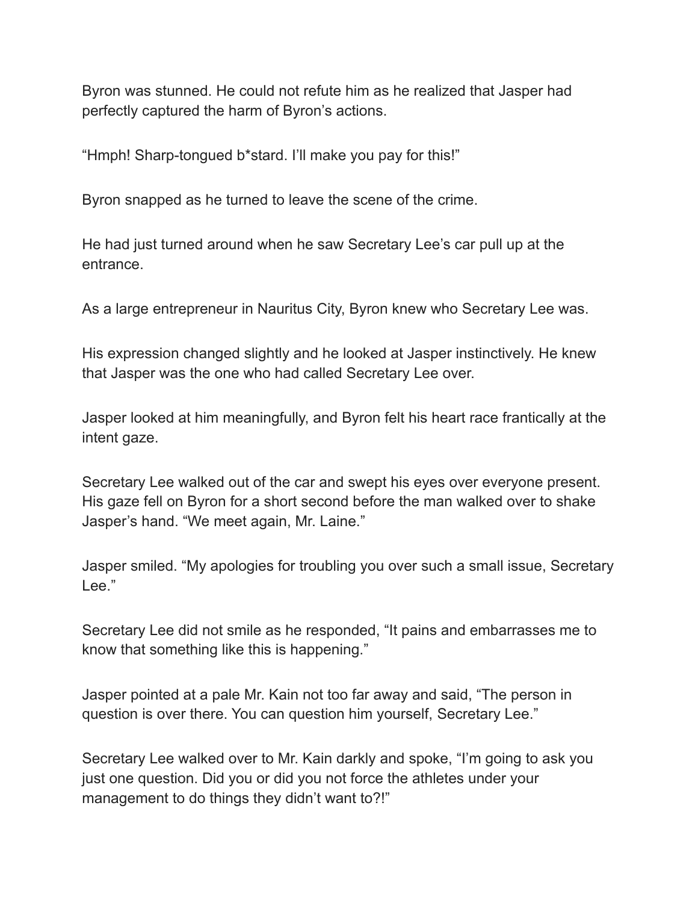Byron was stunned. He could not refute him as he realized that Jasper had perfectly captured the harm of Byron's actions.

"Hmph! Sharp-tongued b*stard. I'll make you pay for this!"

Byron snapped as he turned to leave the scene of the crime.

He had just turned around when he saw Secretary Lee's car pull up at the entrance.

As a large entrepreneur in Nauritus City, Byron knew who Secretary Lee was.

His expression changed slightly and he looked at Jasper instinctively. He knew that Jasper was the one who had called Secretary Lee over.

Jasper looked at him meaningfully, and Byron felt his heart race frantically at the intent gaze.

Secretary Lee walked out of the car and swept his eyes over everyone present. His gaze fell on Byron for a short second before the man walked over to shake Jasper's hand. "We meet again, Mr. Laine."

Jasper smiled. "My apologies for troubling you over such a small issue, Secretary Lee."

Secretary Lee did not smile as he responded, "It pains and embarrasses me to know that something like this is happening."

Jasper pointed at a pale Mr. Kain not too far away and said, "The person in question is over there. You can question him yourself, Secretary Lee."

Secretary Lee walked over to Mr. Kain darkly and spoke, "I'm going to ask you just one question. Did you or did you not force the athletes under your management to do things they didn't want to?!"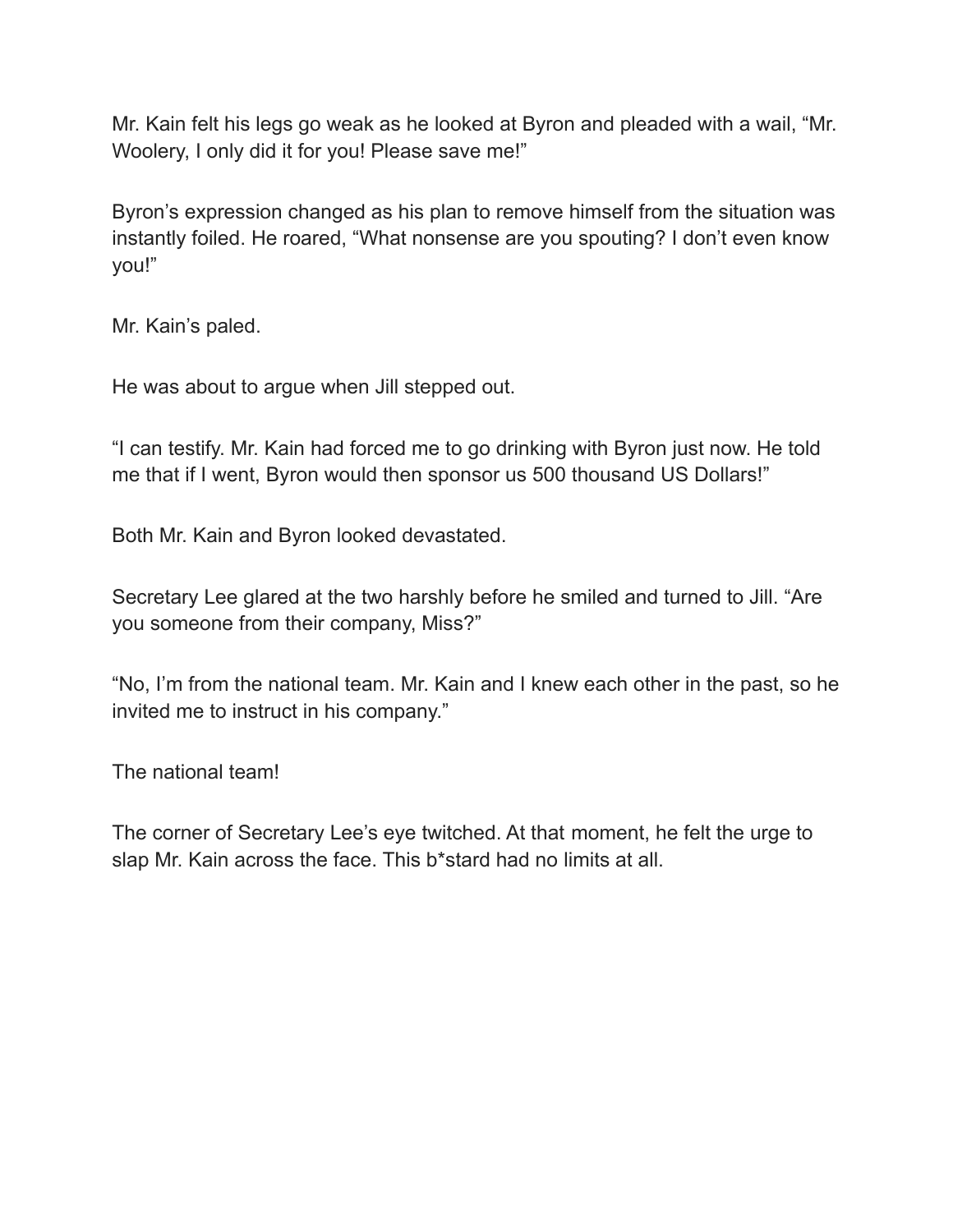Mr. Kain felt his legs go weak as he looked at Byron and pleaded with a wail, “Mr. Woolery, I only did it for you! Please save me!”

Byron’s expression changed as his plan to remove himself from the situation was instantly foiled. He roared, “What nonsense are you spouting? I don’t even know you!”

Mr. Kain’s paled.

He was about to argue when Jill stepped out.

“I can testify. Mr. Kain had forced me to go drinking with Byron just now. He told me that if I went, Byron would then sponsor us 500 thousand US Dollars!”

Both Mr. Kain and Byron looked devastated.

Secretary Lee glared at the two harshly before he smiled and turned to Jill. “Are you someone from their company, Miss?”

“No, I’m from the national team. Mr. Kain and I knew each other in the past, so he invited me to instruct in his company.”

The national team!

The corner of Secretary Lee’s eye twitched. At that moment, he felt the urge to slap Mr. Kain across the face. This b*stard had no limits at all.